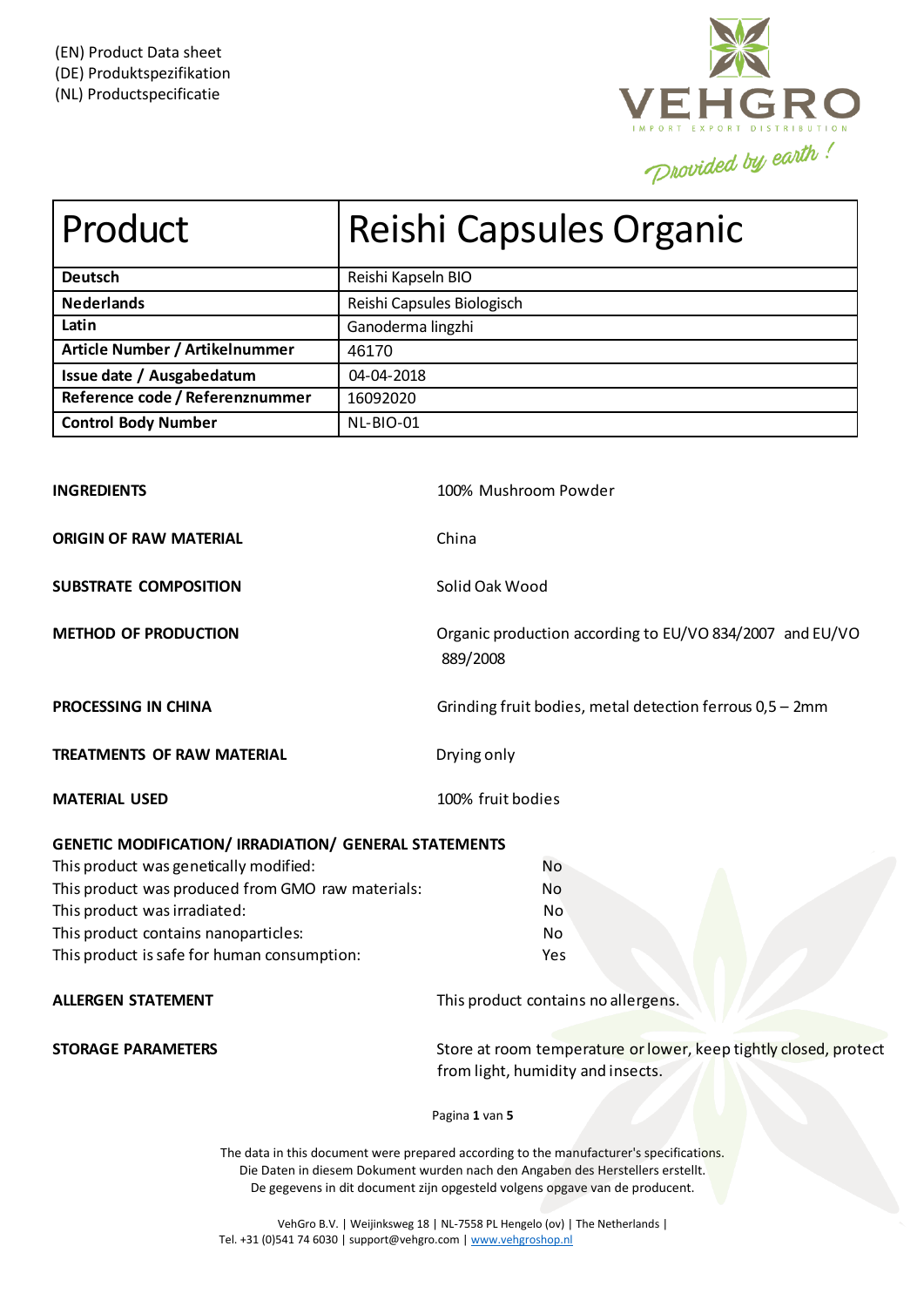(EN) Product Data sheet
(DE) Produktspezifikation
(NL) Productspecificatie

| Product | Reishi Capsules Organic |
|---|---|
| **Deutsch** | Reishi Kapseln BIO |
| **Nederlands** | Reishi Capsules Biologisch |
| **Latin** | Ganoderma lingzhi |
| **Article Number / Artikelnummer** | 46170 |
| **Issue date / Ausgabedatum** | 04-04-2018 |
| **Reference code / Referenznummer** | 16092020 |
| **Control Body Number** | NL-BIO-01 |

| | |
|---|---|
| **INGREDIENTS** | 100% Mushroom Powder |
| **ORIGIN OF RAW MATERIAL** | China |
| **SUBSTRATE COMPOSITION** | Solid Oak Wood |
| **METHOD OF PRODUCTION** | Organic production according to EU/VO 834/2007 and EU/VO 889/2008 |
| **PROCESSING IN CHINA** | Grinding fruit bodies, metal detection ferrous 0,5 – 2mm |
| **TREATMENTS OF RAW MATERIAL** | Drying only |
| **MATERIAL USED** | 100% fruit bodies |

**GENETIC MODIFICATION/ IRRADIATION/ GENERAL STATEMENTS**

| | |
|---|---|
| This product was genetically modified: | No |
| This product was produced from GMO raw materials: | No |
| This product was irradiated: | No |
| This product contains nanoparticles: | No |
| This product is safe for human consumption: | Yes |

| | |
|---|---|
| **ALLERGEN STATEMENT** | This product contains no allergens. |
| **STORAGE PARAMETERS** | Store at room temperature or lower, keep tightly closed, protect from light, humidity and insects. |

The data in this document were prepared according to the manufacturer's specifications.
Die Daten in diesem Dokument wurden nach den Angaben des Herstellers erstellt.
De gegevens in dit document zijn opgesteld volgens opgave van de producent.

VehGro B.V. | Weijinksweg 18 | NL-7558 PL Hengelo (ov) | The Netherlands |
Tel. +31 (0)541 74 6030 | support@vehgro.com | www.vehgroshop.nl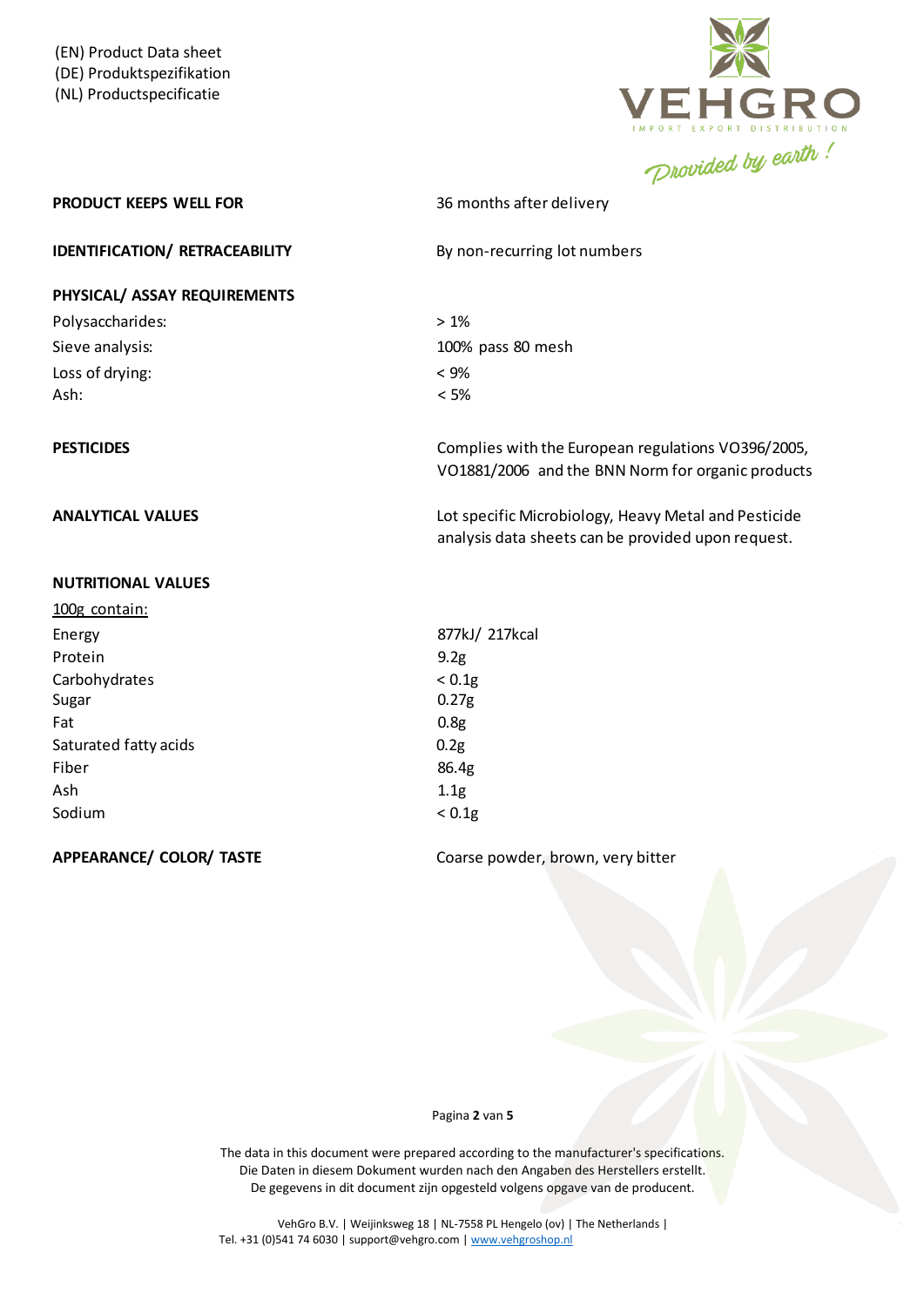(EN) Product Data sheet
(DE) Produktspezifikation
(NL) Productspecificatie

| | |
|---|---|
| **PRODUCT KEEPS WELL FOR** | 36 months after delivery |
| **IDENTIFICATION/ RETRACEABILITY** | By non-recurring lot numbers |

**PHYSICAL/ ASSAY REQUIREMENTS**

| | |
|---|---|
| Polysaccharides: | > 1% |
| Sieve analysis: | 100% pass 80 mesh |
| Loss of drying: | < 9% |
| Ash: | < 5% |

| | |
|---|---|
| **PESTICIDES** | Complies with the European regulations VO396/2005, VO1881/2006 and the BNN Norm for organic products |
| **ANALYTICAL VALUES** | Lot specific Microbiology, Heavy Metal and Pesticide analysis data sheets can be provided upon request. |

**NUTRITIONAL VALUES**

100g contain:

| | |
|---|---|
| Energy | 877kJ/ 217kcal |
| Protein | 9.2g |
| Carbohydrates | < 0.1g |
| Sugar | 0.27g |
| Fat | 0.8g |
| Saturated fatty acids | 0.2g |
| Fiber | 86.4g |
| Ash | 1.1g |
| Sodium | < 0.1g |

| | |
|---|---|
| **APPEARANCE/ COLOR/ TASTE** | Coarse powder, brown, very bitter |

The data in this document were prepared according to the manufacturer's specifications.
Die Daten in diesem Dokument wurden nach den Angaben des Herstellers erstellt.
De gegevens in dit document zijn opgesteld volgens opgave van de producent.

VehGro B.V. | Weijinksweg 18 | NL-7558 PL Hengelo (ov) | The Netherlands |
Tel. +31 (0)541 74 6030 | support@vehgro.com | www.vehgroshop.nl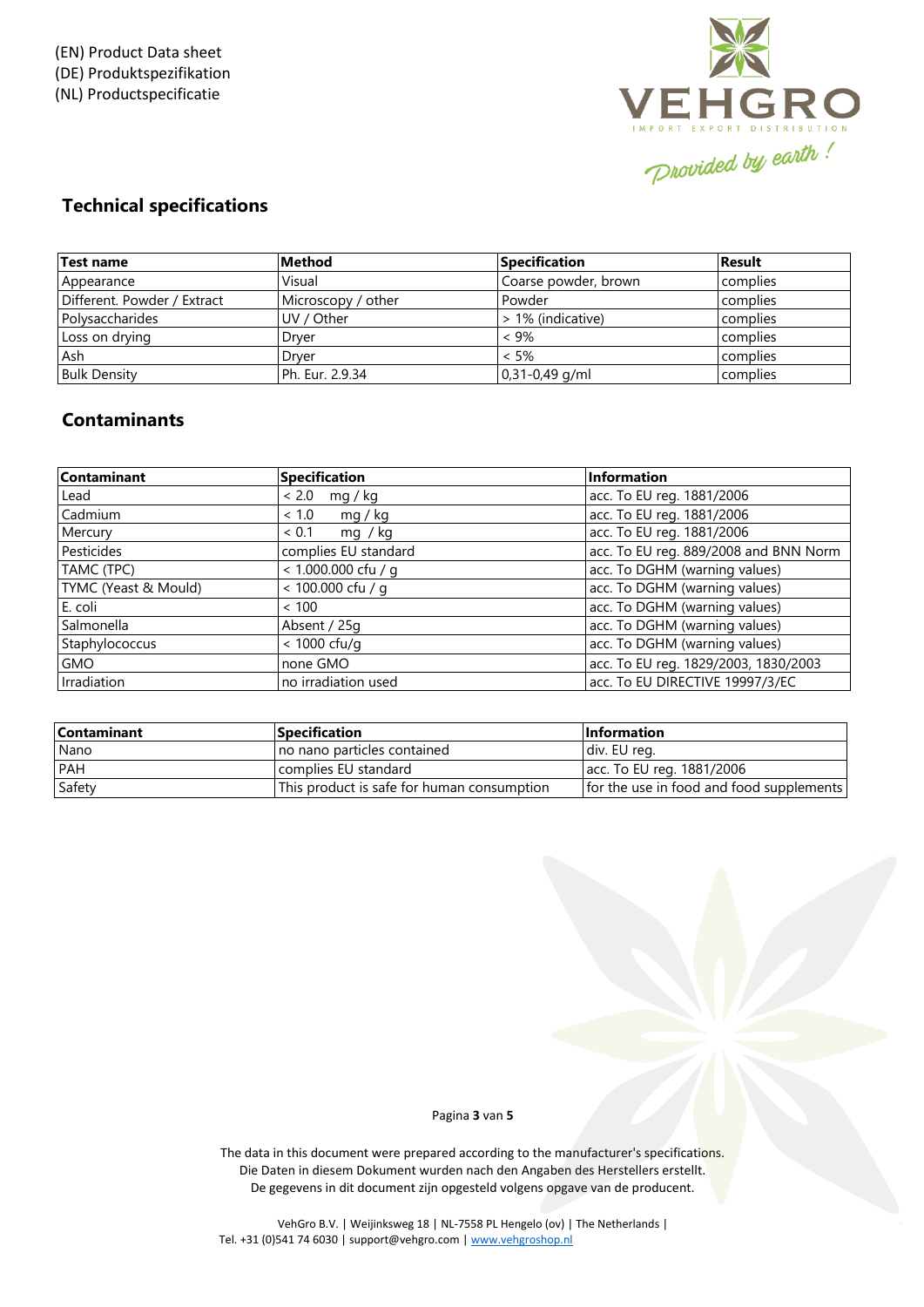(EN) Product Data sheet
(DE) Produktspezifikation
(NL) Productspecificatie

## Technical specifications

| Test name | Method | Specification | Result |
|---|---|---|---|
| Appearance | Visual | Coarse powder, brown | complies |
| Different. Powder / Extract | Microscopy / other | Powder | complies |
| Polysaccharides | UV / Other | > 1% (indicative) | complies |
| Loss on drying | Dryer | < 9% | complies |
| Ash | Dryer | < 5% | complies |
| Bulk Density | Ph. Eur. 2.9.34 | 0,31-0,49 g/ml | complies |

## Contaminants

| Contaminant | Specification | Information |
|---|---|---|
| Lead | < 2.0 mg / kg | acc. To EU reg. 1881/2006 |
| Cadmium | < 1.0 mg / kg | acc. To EU reg. 1881/2006 |
| Mercury | < 0.1 mg / kg | acc. To EU reg. 1881/2006 |
| Pesticides | complies EU standard | acc. To EU reg. 889/2008 and BNN Norm |
| TAMC (TPC) | < 1.000.000 cfu / g | acc. To DGHM (warning values) |
| TYMC (Yeast & Mould) | < 100.000 cfu / g | acc. To DGHM (warning values) |
| E. coli | < 100 | acc. To DGHM (warning values) |
| Salmonella | Absent / 25g | acc. To DGHM (warning values) |
| Staphylococcus | < 1000 cfu/g | acc. To DGHM (warning values) |
| GMO | none GMO | acc. To EU reg. 1829/2003, 1830/2003 |
| Irradiation | no irradiation used | acc. To EU DIRECTIVE 19997/3/EC |

| Contaminant | Specification | Information |
|---|---|---|
| Nano | no nano particles contained | div. EU reg. |
| PAH | complies EU standard | acc. To EU reg. 1881/2006 |
| Safety | This product is safe for human consumption | for the use in food and food supplements |

The data in this document were prepared according to the manufacturer's specifications.
Die Daten in diesem Dokument wurden nach den Angaben des Herstellers erstellt.
De gegevens in dit document zijn opgesteld volgens opgave van de producent.

VehGro B.V. | Weijinksweg 18 | NL-7558 PL Hengelo (ov) | The Netherlands |
Tel. +31 (0)541 74 6030 | support@vehgro.com | www.vehgroshop.nl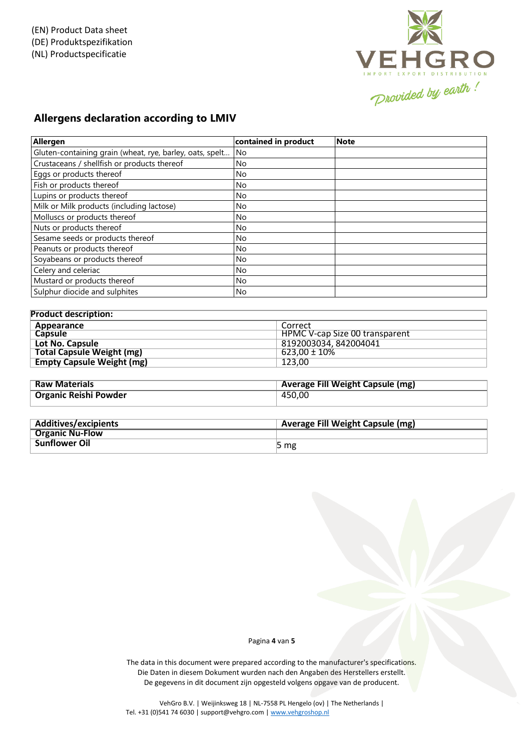(EN) Product Data sheet
(DE) Produktspezifikation
(NL) Productspecificatie

VEHGRO
IMPORT EXPORT DISTRIBUTION
Provided by earth !

## Allergens declaration according to LMIV

| Allergen | contained in product | Note |
|---|---|---|
| Gluten-containing grain (wheat, rye, barley, oats, spelt... | No | |
| Crustaceans / shellfish or products thereof | No | |
| Eggs or products thereof | No | |
| Fish or products thereof | No | |
| Lupins or products thereof | No | |
| Milk or Milk products (including lactose) | No | |
| Molluscs or products thereof | No | |
| Nuts or products thereof | No | |
| Sesame seeds or products thereof | No | |
| Peanuts or products thereof | No | |
| Soyabeans or products thereof | No | |
| Celery and celeriac | No | |
| Mustard or products thereof | No | |
| Sulphur diocide and sulphites | No | |

| Product description: | |
|---|---|
| **Appearance** | Correct |
| **Capsule** | HPMC V-cap Size 00 transparent |
| **Lot No. Capsule** | 8192003034, 842004041 |
| **Total Capsule Weight (mg)** | 623,00 ± 10% |
| **Empty Capsule Weight (mg)** | 123,00 |

| Raw Materials | Average Fill Weight Capsule (mg) |
|---|---|
| **Organic Reishi Powder** | 450,00 |

| Additives/excipients | Average Fill Weight Capsule (mg) |
|---|---|
| **Organic Nu-Flow** | |
| **Sunflower Oil** | 5 mg |

The data in this document were prepared according to the manufacturer's specifications.
Die Daten in diesem Dokument wurden nach den Angaben des Herstellers erstellt.
De gegevens in dit document zijn opgesteld volgens opgave van de producent.

VehGro B.V. | Weijinksweg 18 | NL-7558 PL Hengelo (ov) | The Netherlands |
Tel. +31 (0)541 74 6030 | support@vehgro.com | www.vehgroshop.nl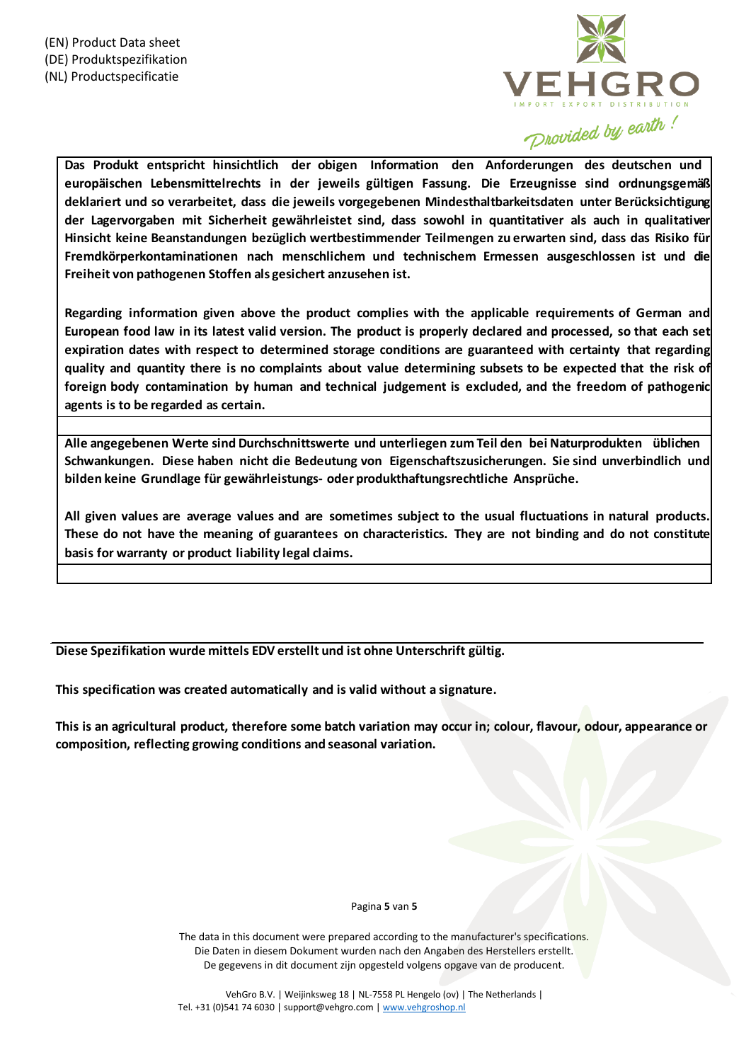**Das Produkt entspricht hinsichtlich der obigen Information den Anforderungen des deutschen und europäischen Lebensmittelrechts in der jeweils gültigen Fassung. Die Erzeugnisse sind ordnungsgemäß deklariert und so verarbeitet, dass die jeweils vorgegebenen Mindesthaltbarkeitsdaten unter Berücksichtigung der Lagervorgaben mit Sicherheit gewährleistet sind, dass sowohl in quantitativer als auch in qualitativer Hinsicht keine Beanstandungen bezüglich wertbestimmender Teilmengen zu erwarten sind, dass das Risiko für Fremdkörperkontaminationen nach menschlichem und technischem Ermessen ausgeschlossen ist und die Freiheit von pathogenen Stoffen als gesichert anzusehen ist.**

**Regarding information given above the product complies with the applicable requirements of German and European food law in its latest valid version. The product is properly declared and processed, so that each set expiration dates with respect to determined storage conditions are guaranteed with certainty that regarding quality and quantity there is no complaints about value determining subsets to be expected that the risk of foreign body contamination by human and technical judgement is excluded, and the freedom of pathogenic agents is to be regarded as certain.**

**Alle angegebenen Werte sind Durchschnittswerte und unterliegen zum Teil den bei Naturprodukten üblichen Schwankungen. Diese haben nicht die Bedeutung von Eigenschaftszusicherungen. Sie sind unverbindlich und bilden keine Grundlage für gewährleistungs- oder produkthaftungsrechtliche Ansprüche.**

**All given values are average values and are sometimes subject to the usual fluctuations in natural products. These do not have the meaning of guarantees on characteristics. They are not binding and do not constitute basis for warranty or product liability legal claims.**

**Diese Spezifikation wurde mittels EDV erstellt und ist ohne Unterschrift gültig.**

**This specification was created automatically and is valid without a signature.**

**This is an agricultural product, therefore some batch variation may occur in; colour, flavour, odour, appearance or composition, reflecting growing conditions and seasonal variation.**